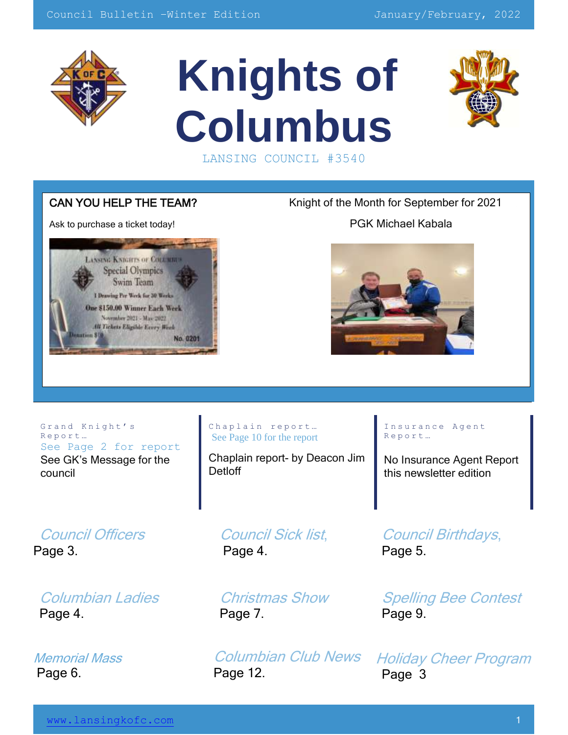# Knights of Columbus

LANSING COUNCIL #3540

Council Bulletin –Winter Edition — January/February, 2022

**CAN YOU HELP THE TEAM?**

Ask to purchase a ticket today!

Knight of the Month for September for 2021

PGK Michael Kabala

### Grand Knight's Report…

See Page 2 for report

See GK's Message for the council

### Chaplain report…

See Page 10 for the report

Chaplain report- by Deacon Jim Detloff

### Insurance Agent Report…

No Insurance Agent Report this newsletter edition

*Council Officers*
Page 3.

*Council Sick list,*
Page 4.

*Council Birthdays,*
Page 5.

*Columbian Ladies*
Page 4.

*Christmas Show*
Page 7.

*Spelling Bee Contest*
Page 9.

*Memorial Mass*
Page 6.

*Columbian Club News*
Page 12.

*Holiday Cheer Program*
Page 3

www.lansingkofc.com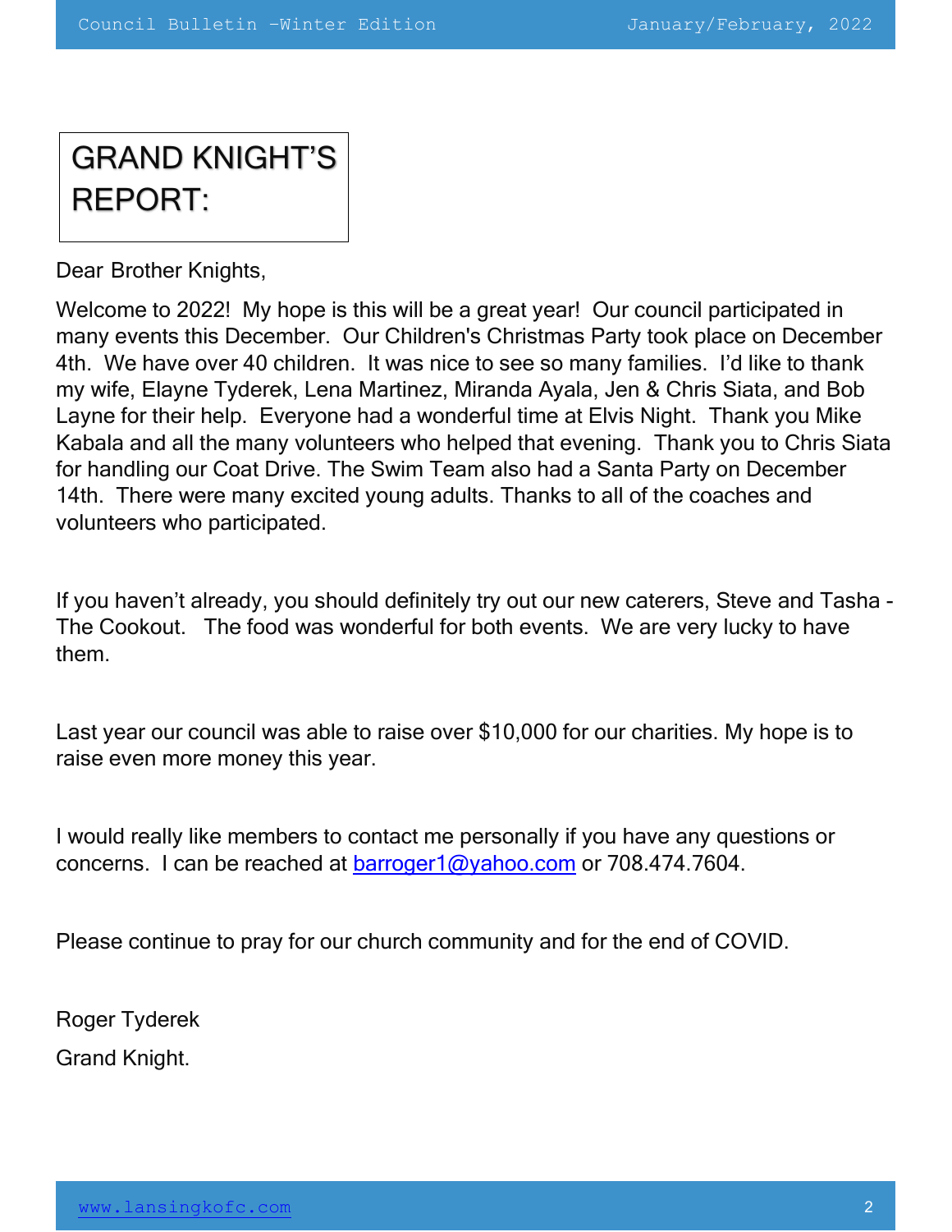# GRAND KNIGHT'S REPORT:

Dear Brother Knights,

Welcome to 2022! My hope is this will be a great year! Our council participated in many events this December. Our Children's Christmas Party took place on December 4th. We have over 40 children. It was nice to see so many families. I'd like to thank my wife, Elayne Tyderek, Lena Martinez, Miranda Ayala, Jen & Chris Siata, and Bob Layne for their help. Everyone had a wonderful time at Elvis Night. Thank you Mike Kabala and all the many volunteers who helped that evening. Thank you to Chris Siata for handling our Coat Drive. The Swim Team also had a Santa Party on December 14th. There were many excited young adults. Thanks to all of the coaches and volunteers who participated.

If you haven't already, you should definitely try out our new caterers, Steve and Tasha - The Cookout. The food was wonderful for both events. We are very lucky to have them.

Last year our council was able to raise over $10,000 for our charities. My hope is to raise even more money this year.

I would really like members to contact me personally if you have any questions or concerns. I can be reached at barroger1@yahoo.com or 708.474.7604.

Please continue to pray for our church community and for the end of COVID.

Roger Tyderek

Grand Knight.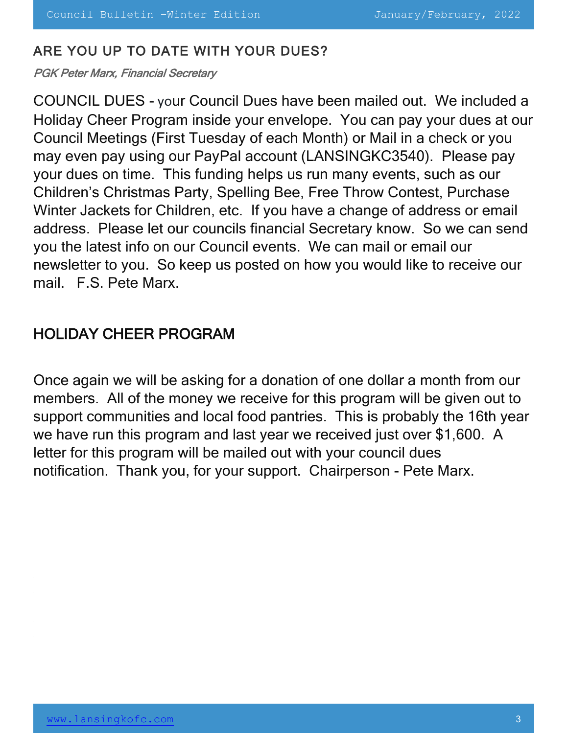## ARE YOU UP TO DATE WITH YOUR DUES?

*PGK Peter Marx, Financial Secretary*

COUNCIL DUES - your Council Dues have been mailed out. We included a Holiday Cheer Program inside your envelope. You can pay your dues at our Council Meetings (First Tuesday of each Month) or Mail in a check or you may even pay using our PayPal account (LANSINGKC3540). Please pay your dues on time. This funding helps us run many events, such as our Children's Christmas Party, Spelling Bee, Free Throw Contest, Purchase Winter Jackets for Children, etc. If you have a change of address or email address. Please let our councils financial Secretary know. So we can send you the latest info on our Council events. We can mail or email our newsletter to you. So keep us posted on how you would like to receive our mail. F.S. Pete Marx.

## HOLIDAY CHEER PROGRAM

Once again we will be asking for a donation of one dollar a month from our members. All of the money we receive for this program will be given out to support communities and local food pantries. This is probably the 16th year we have run this program and last year we received just over $1,600. A letter for this program will be mailed out with your council dues notification. Thank you, for your support. Chairperson - Pete Marx.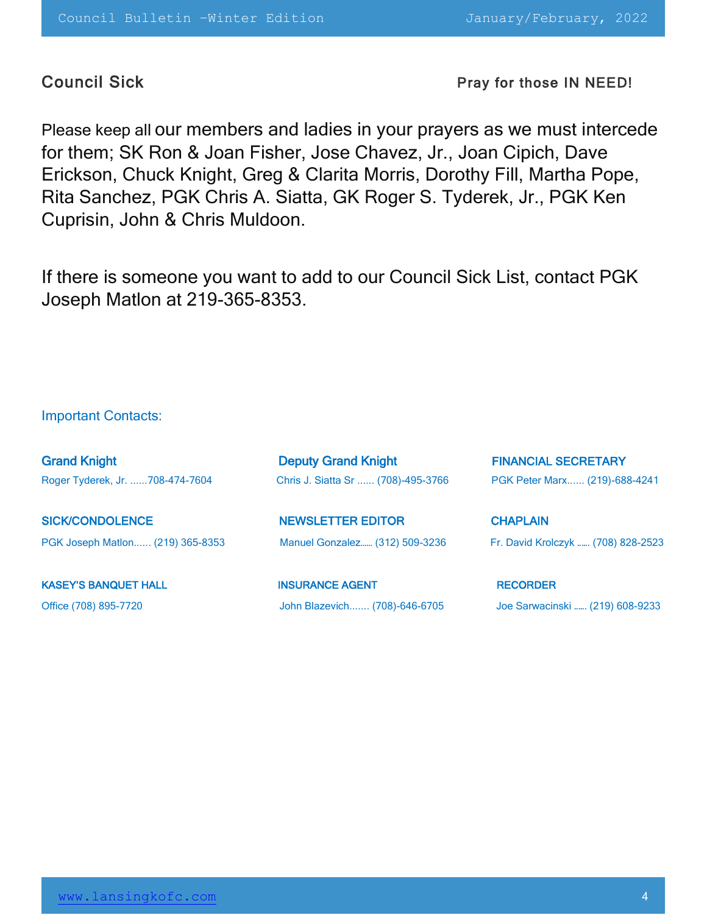## Council Sick

**Pray for those IN NEED!**

Please keep all our members and ladies in your prayers as we must intercede for them; SK Ron & Joan Fisher, Jose Chavez, Jr., Joan Cipich, Dave Erickson, Chuck Knight, Greg & Clarita Morris, Dorothy Fill, Martha Pope, Rita Sanchez, PGK Chris A. Siatta, GK Roger S. Tyderek, Jr., PGK Ken Cuprisin, John & Chris Muldoon.

If there is someone you want to add to our Council Sick List, contact PGK Joseph Matlon at 219-365-8353.

### Important Contacts:

**Grand Knight**
Roger Tyderek, Jr. ......708-474-7604

**Deputy Grand Knight**
Chris J. Siatta Sr ...... (708)-495-3766

**FINANCIAL SECRETARY**
PGK Peter Marx...... (219)-688-4241

**SICK/CONDOLENCE**
PGK Joseph Matlon...... (219) 365-8353

**NEWSLETTER EDITOR**
Manuel Gonzalez...... (312) 509-3236

**CHAPLAIN**
Fr. David Krolczyk ...... (708) 828-2523

**KASEY'S BANQUET HALL**
Office (708) 895-7720

**INSURANCE AGENT**
John Blazevich....... (708)-646-6705

**RECORDER**
Joe Sarwacinski ...... (219) 608-9233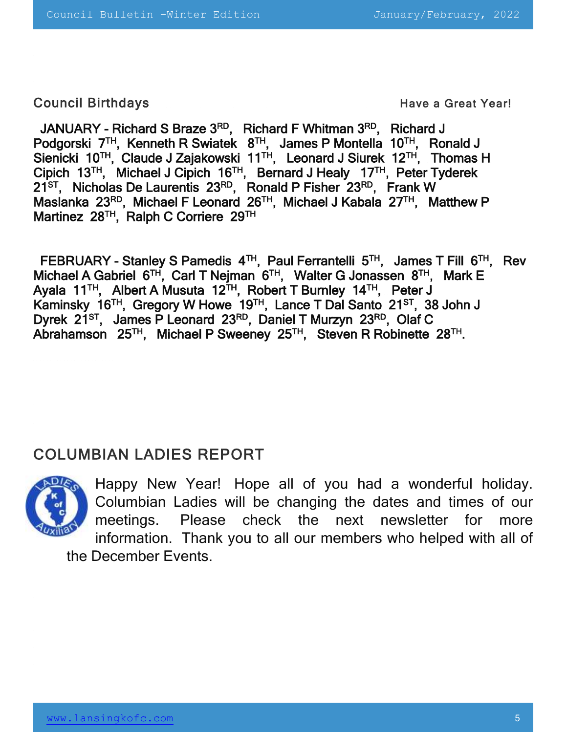## Council Birthdays

**Have a Great Year!**

JANUARY - Richard S Braze 3RD, Richard F Whitman 3RD, Richard J Podgorski 7TH, Kenneth R Swiatek 8TH, James P Montella 10TH, Ronald J Sienicki 10TH, Claude J Zajakowski 11TH, Leonard J Siurek 12TH, Thomas H Cipich 13TH, Michael J Cipich 16TH, Bernard J Healy 17TH, Peter Tyderek 21ST, Nicholas De Laurentis 23RD, Ronald P Fisher 23RD, Frank W Maslanka 23RD, Michael F Leonard 26TH, Michael J Kabala 27TH, Matthew P Martinez 28TH, Ralph C Corriere 29TH

FEBRUARY - Stanley S Pamedis 4TH, Paul Ferrantelli 5TH, James T Fill 6TH, Rev Michael A Gabriel 6TH, Carl T Nejman 6TH, Walter G Jonassen 8TH, Mark E Ayala 11TH, Albert A Musuta 12TH, Robert T Burnley 14TH, Peter J Kaminsky 16TH, Gregory W Howe 19TH, Lance T Dal Santo 21ST, 38 John J Dyrek 21ST, James P Leonard 23RD, Daniel T Murzyn 23RD, Olaf C Abrahamson 25TH, Michael P Sweeney 25TH, Steven R Robinette 28TH.

## COLUMBIAN LADIES REPORT

Happy New Year! Hope all of you had a wonderful holiday. Columbian Ladies will be changing the dates and times of our meetings. Please check the next newsletter for more information. Thank you to all our members who helped with all of the December Events.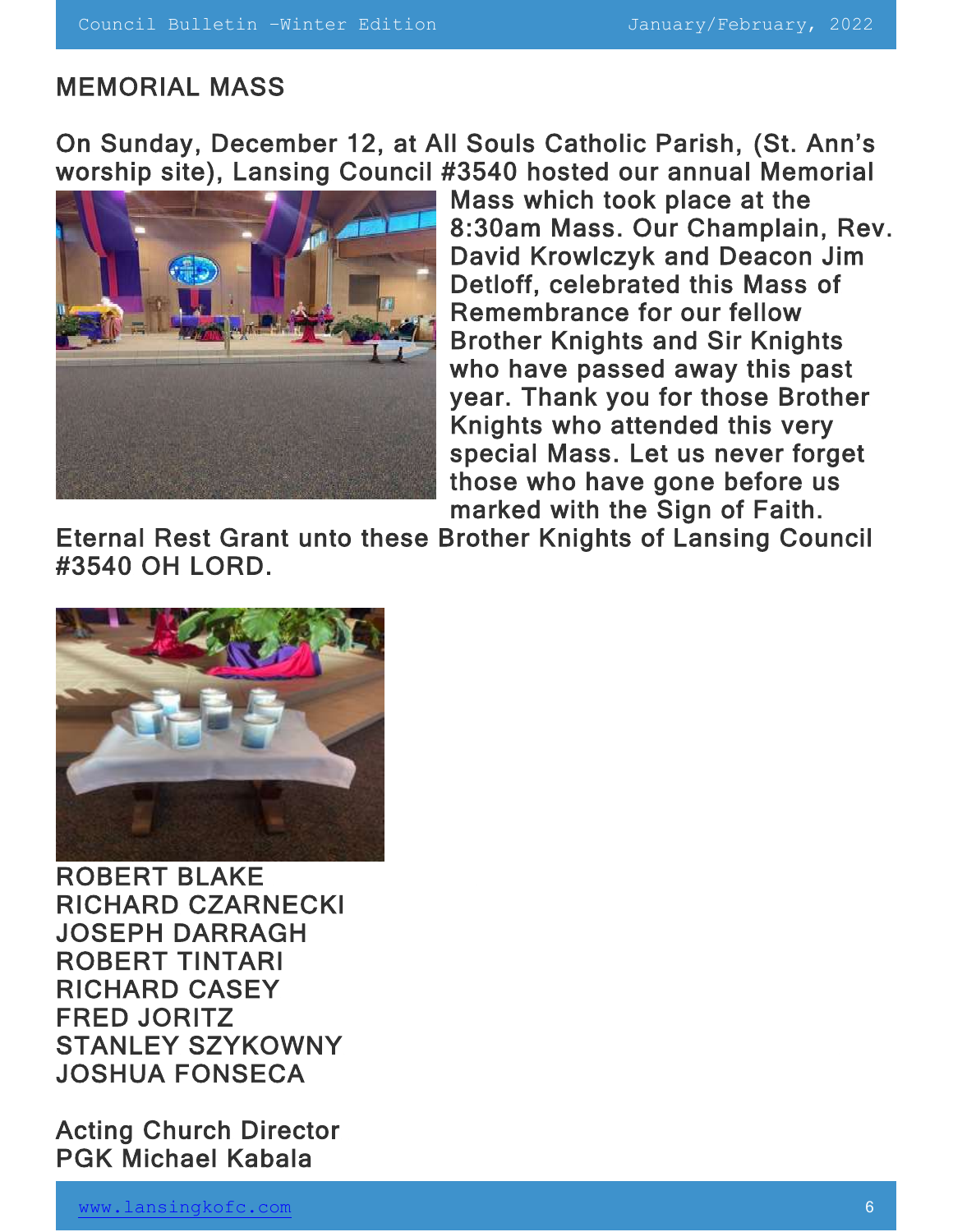## MEMORIAL MASS

On Sunday, December 12, at All Souls Catholic Parish, (St. Ann's worship site), Lansing Council #3540 hosted our annual Memorial Mass which took place at the 8:30am Mass. Our Champlain, Rev. David Krowlczyk and Deacon Jim Detloff, celebrated this Mass of Remembrance for our fellow Brother Knights and Sir Knights who have passed away this past year. Thank you for those Brother Knights who attended this very special Mass. Let us never forget those who have gone before us marked with the Sign of Faith.

Eternal Rest Grant unto these Brother Knights of Lansing Council #3540 OH LORD.

ROBERT BLAKE
RICHARD CZARNECKI
JOSEPH DARRAGH
ROBERT TINTARI
RICHARD CASEY
FRED JORITZ
STANLEY SZYKOWNY
JOSHUA FONSECA

Acting Church Director
PGK Michael Kabala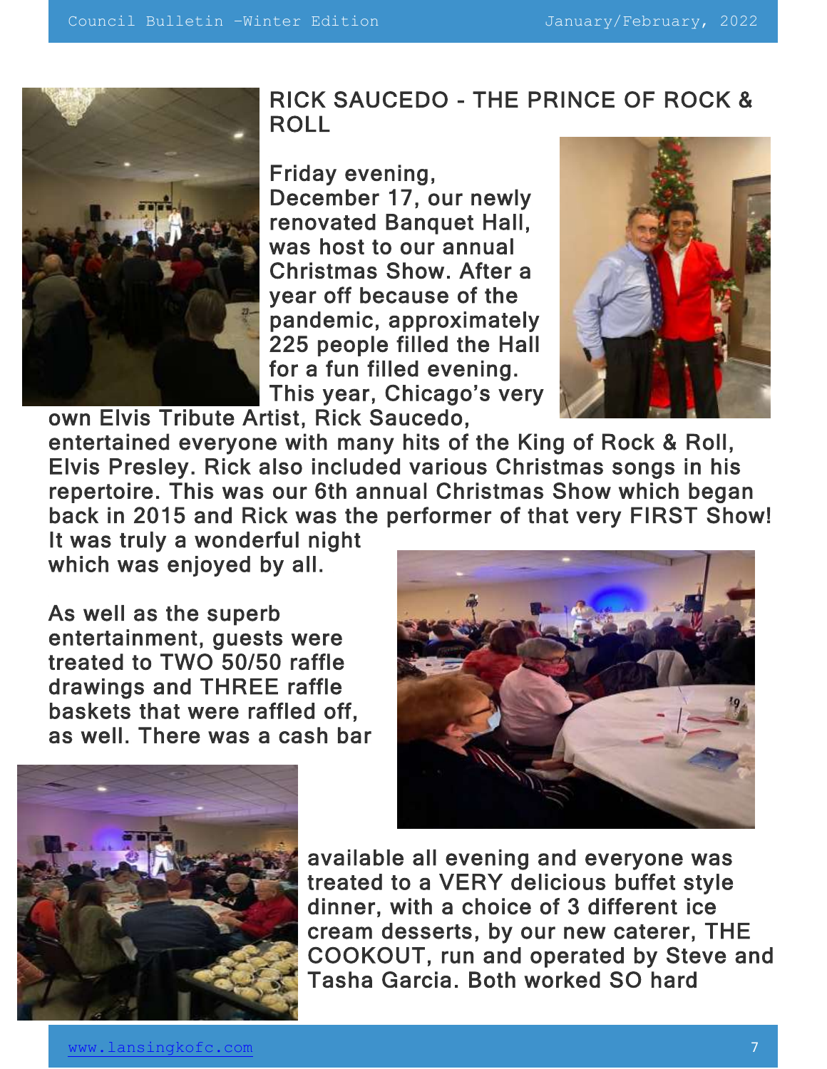## RICK SAUCEDO - THE PRINCE OF ROCK & ROLL

Friday evening, December 17, our newly renovated Banquet Hall, was host to our annual Christmas Show. After a year off because of the pandemic, approximately 225 people filled the Hall for a fun filled evening. This year, Chicago's very own Elvis Tribute Artist, Rick Saucedo, entertained everyone with many hits of the King of Rock & Roll, Elvis Presley. Rick also included various Christmas songs in his repertoire. This was our 6th annual Christmas Show which began back in 2015 and Rick was the performer of that very FIRST Show! It was truly a wonderful night which was enjoyed by all.

As well as the superb entertainment, guests were treated to TWO 50/50 raffle drawings and THREE raffle baskets that were raffled off, as well. There was a cash bar available all evening and everyone was treated to a VERY delicious buffet style dinner, with a choice of 3 different ice cream desserts, by our new caterer, THE COOKOUT, run and operated by Steve and Tasha Garcia. Both worked SO hard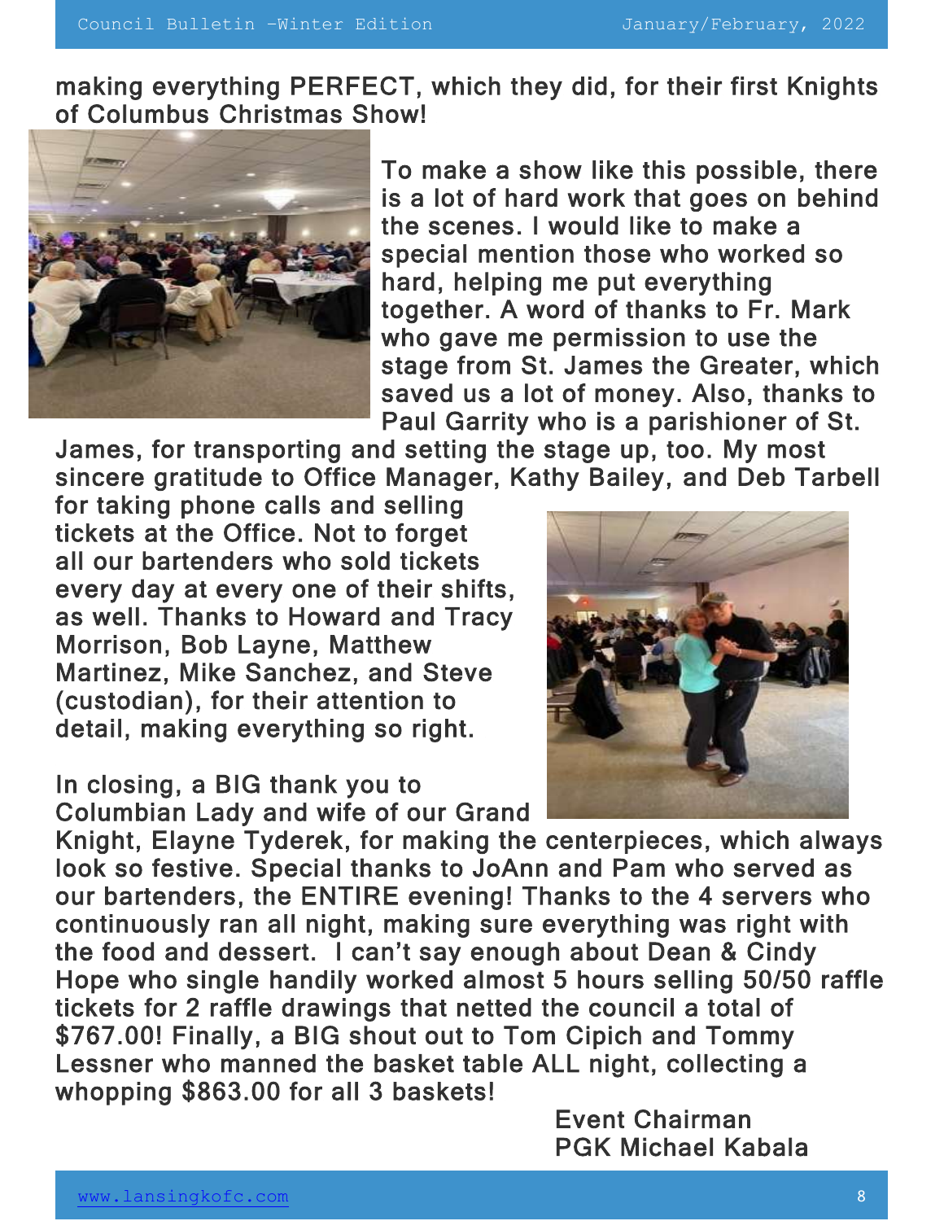making everything PERFECT, which they did, for their first Knights of Columbus Christmas Show!

To make a show like this possible, there is a lot of hard work that goes on behind the scenes. I would like to make a special mention those who worked so hard, helping me put everything together. A word of thanks to Fr. Mark who gave me permission to use the stage from St. James the Greater, which saved us a lot of money. Also, thanks to Paul Garrity who is a parishioner of St. James, for transporting and setting the stage up, too. My most sincere gratitude to Office Manager, Kathy Bailey, and Deb Tarbell for taking phone calls and selling tickets at the Office. Not to forget all our bartenders who sold tickets every day at every one of their shifts, as well. Thanks to Howard and Tracy Morrison, Bob Layne, Matthew Martinez, Mike Sanchez, and Steve (custodian), for their attention to detail, making everything so right.

In closing, a BIG thank you to Columbian Lady and wife of our Grand Knight, Elayne Tyderek, for making the centerpieces, which always look so festive. Special thanks to JoAnn and Pam who served as our bartenders, the ENTIRE evening! Thanks to the 4 servers who continuously ran all night, making sure everything was right with the food and dessert. I can't say enough about Dean & Cindy Hope who single handily worked almost 5 hours selling 50/50 raffle tickets for 2 raffle drawings that netted the council a total of $767.00! Finally, a BIG shout out to Tom Cipich and Tommy Lessner who manned the basket table ALL night, collecting a whopping $863.00 for all 3 baskets!

Event Chairman
PGK Michael Kabala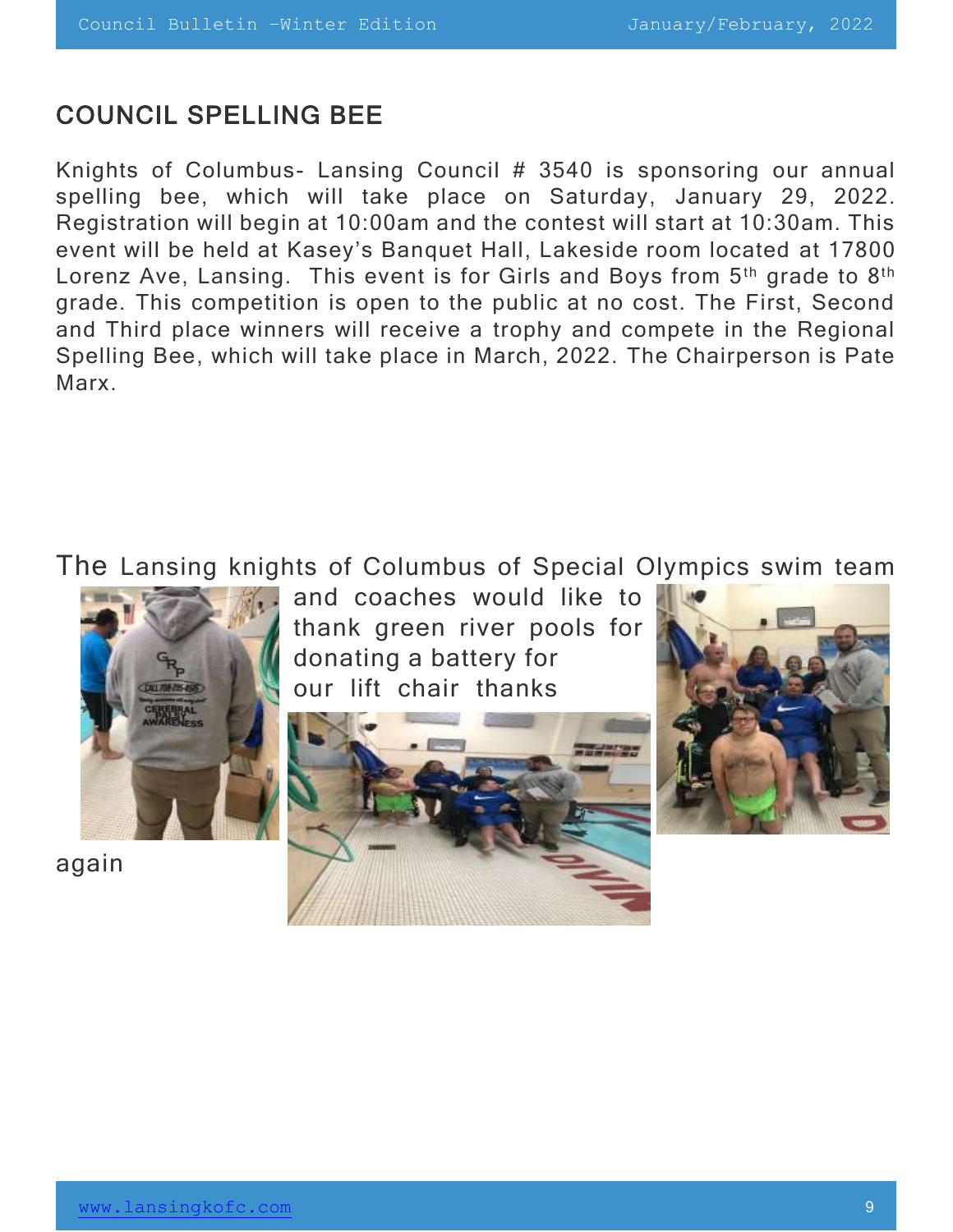## COUNCIL SPELLING BEE

Knights of Columbus- Lansing Council # 3540 is sponsoring our annual spelling bee, which will take place on Saturday, January 29, 2022. Registration will begin at 10:00am and the contest will start at 10:30am. This event will be held at Kasey's Banquet Hall, Lakeside room located at 17800 Lorenz Ave, Lansing. This event is for Girls and Boys from 5th grade to 8th grade. This competition is open to the public at no cost. The First, Second and Third place winners will receive a trophy and compete in the Regional Spelling Bee, which will take place in March, 2022. The Chairperson is Pate Marx.

The Lansing knights of Columbus of Special Olympics swim team and coaches would like to thank green river pools for donating a battery for our lift chair thanks again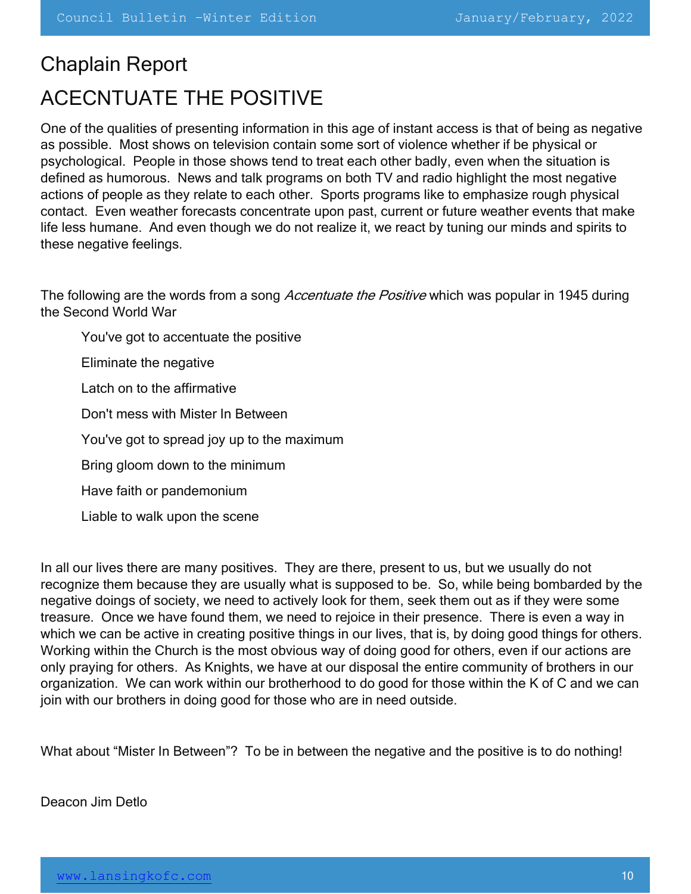## Chaplain Report

## ACECNTUATE THE POSITIVE

One of the qualities of presenting information in this age of instant access is that of being as negative as possible. Most shows on television contain some sort of violence whether if be physical or psychological. People in those shows tend to treat each other badly, even when the situation is defined as humorous. News and talk programs on both TV and radio highlight the most negative actions of people as they relate to each other. Sports programs like to emphasize rough physical contact. Even weather forecasts concentrate upon past, current or future weather events that make life less humane. And even though we do not realize it, we react by tuning our minds and spirits to these negative feelings.

The following are the words from a song *Accentuate the Positive* which was popular in 1945 during the Second World War

> You've got to accentuate the positive
>
> Eliminate the negative
>
> Latch on to the affirmative
>
> Don't mess with Mister In Between
>
> You've got to spread joy up to the maximum
>
> Bring gloom down to the minimum
>
> Have faith or pandemonium
>
> Liable to walk upon the scene

In all our lives there are many positives. They are there, present to us, but we usually do not recognize them because they are usually what is supposed to be. So, while being bombarded by the negative doings of society, we need to actively look for them, seek them out as if they were some treasure. Once we have found them, we need to rejoice in their presence. There is even a way in which we can be active in creating positive things in our lives, that is, by doing good things for others. Working within the Church is the most obvious way of doing good for others, even if our actions are only praying for others. As Knights, we have at our disposal the entire community of brothers in our organization. We can work within our brotherhood to do good for those within the K of C and we can join with our brothers in doing good for those who are in need outside.

What about "Mister In Between"? To be in between the negative and the positive is to do nothing!

Deacon Jim Detlo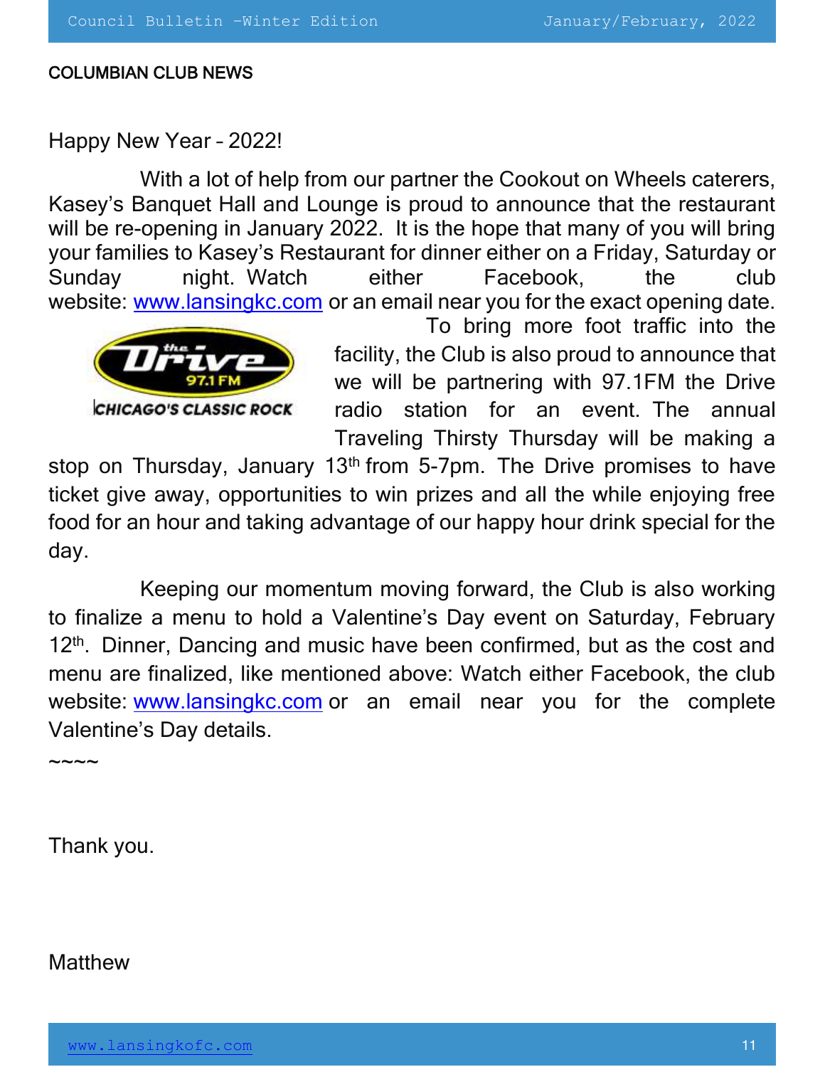## COLUMBIAN CLUB NEWS

Happy New Year – 2022!

With a lot of help from our partner the Cookout on Wheels caterers, Kasey's Banquet Hall and Lounge is proud to announce that the restaurant will be re-opening in January 2022. It is the hope that many of you will bring your families to Kasey's Restaurant for dinner either on a Friday, Saturday or Sunday night. Watch either Facebook, the club website: www.lansingkc.com or an email near you for the exact opening date.

To bring more foot traffic into the facility, the Club is also proud to announce that we will be partnering with 97.1FM the Drive radio station for an event. The annual Traveling Thirsty Thursday will be making a stop on Thursday, January 13th from 5-7pm. The Drive promises to have ticket give away, opportunities to win prizes and all the while enjoying free food for an hour and taking advantage of our happy hour drink special for the day.

Keeping our momentum moving forward, the Club is also working to finalize a menu to hold a Valentine's Day event on Saturday, February 12th. Dinner, Dancing and music have been confirmed, but as the cost and menu are finalized, like mentioned above: Watch either Facebook, the club website: www.lansingkc.com or an email near you for the complete Valentine's Day details.

~~~~

Thank you.

Matthew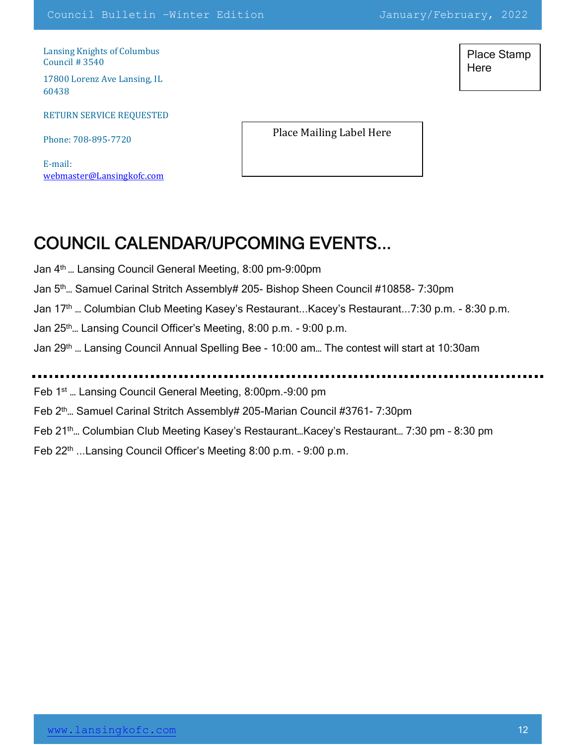Lansing Knights of Columbus
Council # 3540

17800 Lorenz Ave Lansing, IL
60438

RETURN SERVICE REQUESTED

Phone: 708-895-7720

E-mail:
webmaster@Lansingkofc.com

Place Mailing Label Here

Place Stamp Here

# COUNCIL CALENDAR/UPCOMING EVENTS…

Jan 4th … Lansing Council General Meeting, 8:00 pm-9:00pm

Jan 5th… Samuel Carinal Stritch Assembly# 205- Bishop Sheen Council #10858- 7:30pm

Jan 17th … Columbian Club Meeting Kasey's Restaurant…Kacey's Restaurant…7:30 p.m. - 8:30 p.m.

Jan 25th… Lansing Council Officer's Meeting, 8:00 p.m. - 9:00 p.m.

Jan 29th … Lansing Council Annual Spelling Bee - 10:00 am… The contest will start at 10:30am

---

Feb 1st … Lansing Council General Meeting, 8:00pm.-9:00 pm

Feb 2th… Samuel Carinal Stritch Assembly# 205-Marian Council #3761- 7:30pm

Feb 21th… Columbian Club Meeting Kasey's Restaurant…Kacey's Restaurant… 7:30 pm – 8:30 pm

Feb 22th …Lansing Council Officer's Meeting 8:00 p.m. - 9:00 p.m.